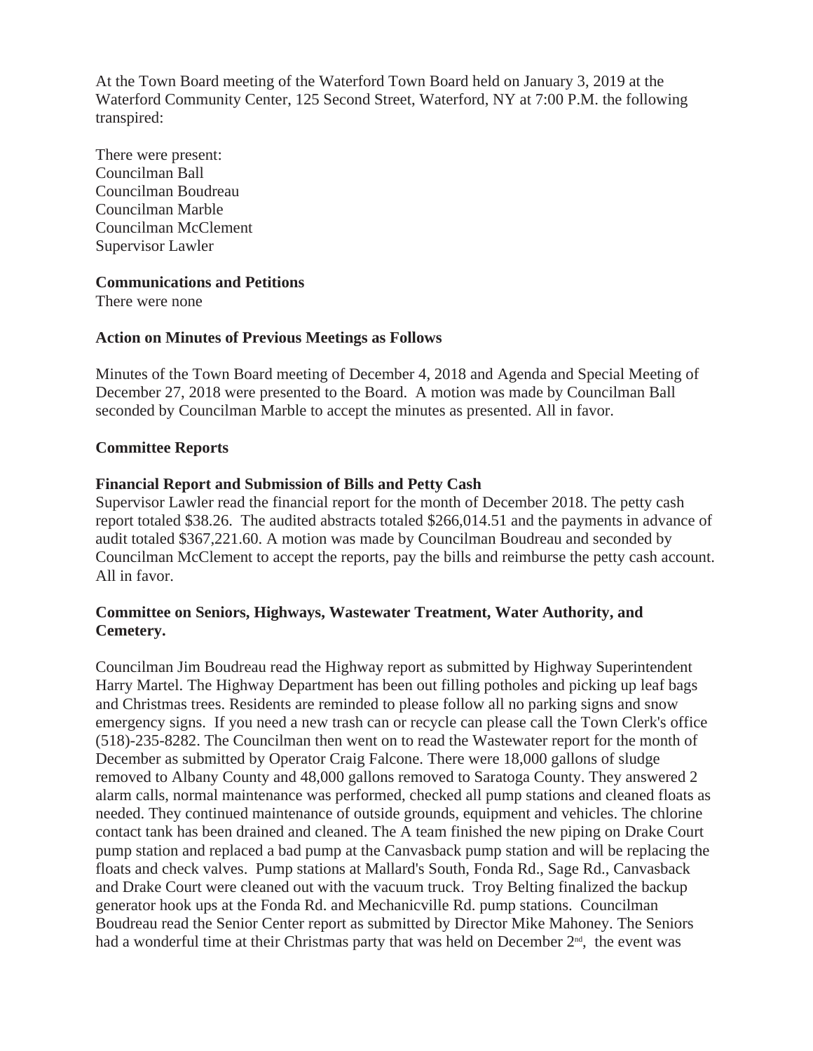At the Town Board meeting of the Waterford Town Board held on January 3, 2019 at the Waterford Community Center, 125 Second Street, Waterford, NY at 7:00 P.M. the following transpired:

There were present:
Councilman Ball
Councilman Boudreau
Councilman Marble
Councilman McClement
Supervisor Lawler

**Communications and Petitions**
There were none

**Action on Minutes of Previous Meetings as Follows**

Minutes of the Town Board meeting of December 4, 2018 and Agenda and Special Meeting of December 27, 2018 were presented to the Board. A motion was made by Councilman Ball seconded by Councilman Marble to accept the minutes as presented. All in favor.

**Committee Reports**

**Financial Report and Submission of Bills and Petty Cash**
Supervisor Lawler read the financial report for the month of December 2018. The petty cash report totaled $38.26. The audited abstracts totaled $266,014.51 and the payments in advance of audit totaled $367,221.60. A motion was made by Councilman Boudreau and seconded by Councilman McClement to accept the reports, pay the bills and reimburse the petty cash account. All in favor.

**Committee on Seniors, Highways, Wastewater Treatment, Water Authority, and Cemetery.**

Councilman Jim Boudreau read the Highway report as submitted by Highway Superintendent Harry Martel. The Highway Department has been out filling potholes and picking up leaf bags and Christmas trees. Residents are reminded to please follow all no parking signs and snow emergency signs. If you need a new trash can or recycle can please call the Town Clerk's office (518)-235-8282. The Councilman then went on to read the Wastewater report for the month of December as submitted by Operator Craig Falcone. There were 18,000 gallons of sludge removed to Albany County and 48,000 gallons removed to Saratoga County. They answered 2 alarm calls, normal maintenance was performed, checked all pump stations and cleaned floats as needed. They continued maintenance of outside grounds, equipment and vehicles. The chlorine contact tank has been drained and cleaned. The A team finished the new piping on Drake Court pump station and replaced a bad pump at the Canvasback pump station and will be replacing the floats and check valves. Pump stations at Mallard's South, Fonda Rd., Sage Rd., Canvasback and Drake Court were cleaned out with the vacuum truck. Troy Belting finalized the backup generator hook ups at the Fonda Rd. and Mechanicville Rd. pump stations. Councilman Boudreau read the Senior Center report as submitted by Director Mike Mahoney. The Seniors had a wonderful time at their Christmas party that was held on December 2nd, the event was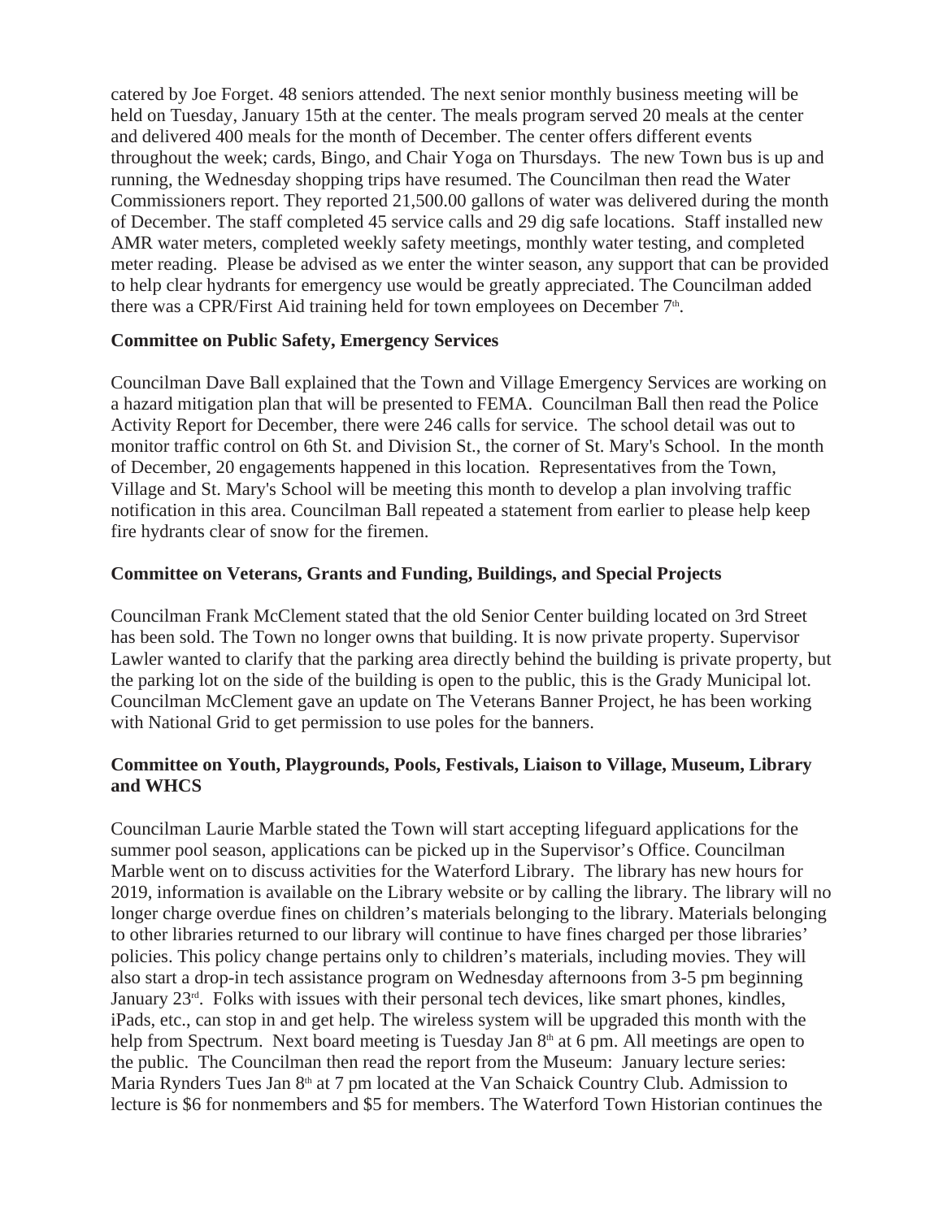catered by Joe Forget. 48 seniors attended. The next senior monthly business meeting will be held on Tuesday, January 15th at the center. The meals program served 20 meals at the center and delivered 400 meals for the month of December. The center offers different events throughout the week; cards, Bingo, and Chair Yoga on Thursdays. The new Town bus is up and running, the Wednesday shopping trips have resumed. The Councilman then read the Water Commissioners report. They reported 21,500.00 gallons of water was delivered during the month of December. The staff completed 45 service calls and 29 dig safe locations. Staff installed new AMR water meters, completed weekly safety meetings, monthly water testing, and completed meter reading. Please be advised as we enter the winter season, any support that can be provided to help clear hydrants for emergency use would be greatly appreciated. The Councilman added there was a CPR/First Aid training held for town employees on December 7th.

**Committee on Public Safety, Emergency Services**

Councilman Dave Ball explained that the Town and Village Emergency Services are working on a hazard mitigation plan that will be presented to FEMA. Councilman Ball then read the Police Activity Report for December, there were 246 calls for service. The school detail was out to monitor traffic control on 6th St. and Division St., the corner of St. Mary's School. In the month of December, 20 engagements happened in this location. Representatives from the Town, Village and St. Mary's School will be meeting this month to develop a plan involving traffic notification in this area. Councilman Ball repeated a statement from earlier to please help keep fire hydrants clear of snow for the firemen.

**Committee on Veterans, Grants and Funding, Buildings, and Special Projects**

Councilman Frank McClement stated that the old Senior Center building located on 3rd Street has been sold. The Town no longer owns that building. It is now private property. Supervisor Lawler wanted to clarify that the parking area directly behind the building is private property, but the parking lot on the side of the building is open to the public, this is the Grady Municipal lot. Councilman McClement gave an update on The Veterans Banner Project, he has been working with National Grid to get permission to use poles for the banners.

**Committee on Youth, Playgrounds, Pools, Festivals, Liaison to Village, Museum, Library and WHCS**

Councilman Laurie Marble stated the Town will start accepting lifeguard applications for the summer pool season, applications can be picked up in the Supervisor's Office. Councilman Marble went on to discuss activities for the Waterford Library. The library has new hours for 2019, information is available on the Library website or by calling the library. The library will no longer charge overdue fines on children's materials belonging to the library. Materials belonging to other libraries returned to our library will continue to have fines charged per those libraries' policies. This policy change pertains only to children's materials, including movies. They will also start a drop-in tech assistance program on Wednesday afternoons from 3-5 pm beginning January 23rd. Folks with issues with their personal tech devices, like smart phones, kindles, iPads, etc., can stop in and get help. The wireless system will be upgraded this month with the help from Spectrum. Next board meeting is Tuesday Jan 8th at 6 pm. All meetings are open to the public. The Councilman then read the report from the Museum: January lecture series: Maria Rynders Tues Jan 8th at 7 pm located at the Van Schaick Country Club. Admission to lecture is $6 for nonmembers and $5 for members. The Waterford Town Historian continues the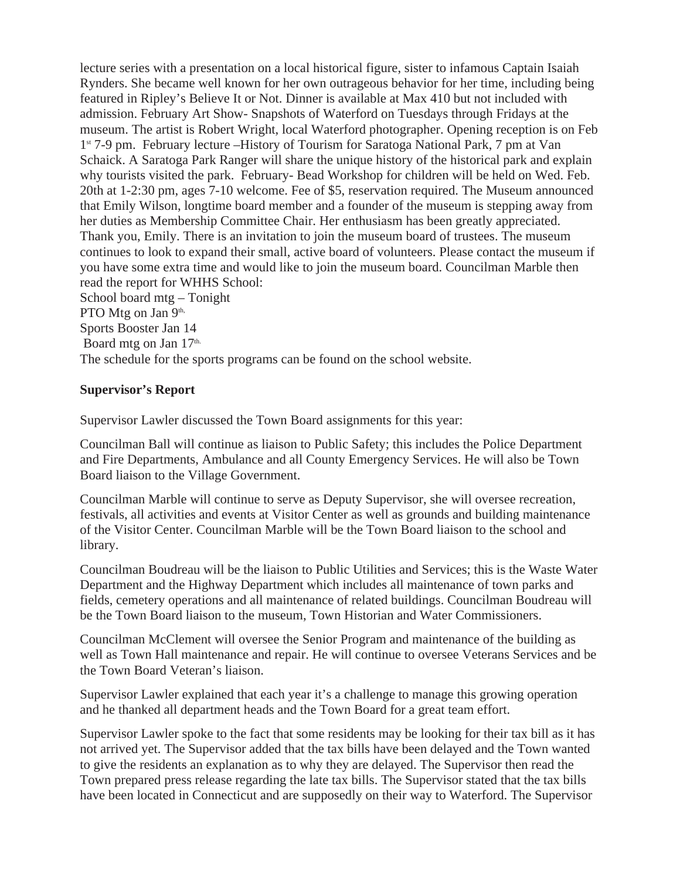lecture series with a presentation on a local historical figure, sister to infamous Captain Isaiah Rynders. She became well known for her own outrageous behavior for her time, including being featured in Ripley's Believe It or Not. Dinner is available at Max 410 but not included with admission. February Art Show- Snapshots of Waterford on Tuesdays through Fridays at the museum. The artist is Robert Wright, local Waterford photographer. Opening reception is on Feb 1st 7-9 pm. February lecture –History of Tourism for Saratoga National Park, 7 pm at Van Schaick. A Saratoga Park Ranger will share the unique history of the historical park and explain why tourists visited the park. February- Bead Workshop for children will be held on Wed. Feb. 20th at 1-2:30 pm, ages 7-10 welcome. Fee of $5, reservation required. The Museum announced that Emily Wilson, longtime board member and a founder of the museum is stepping away from her duties as Membership Committee Chair. Her enthusiasm has been greatly appreciated. Thank you, Emily. There is an invitation to join the museum board of trustees. The museum continues to look to expand their small, active board of volunteers. Please contact the museum if you have some extra time and would like to join the museum board. Councilman Marble then read the report for WHHS School:

School board mtg – Tonight
PTO Mtg on Jan 9th,
Sports Booster Jan 14
Board mtg on Jan 17th.
The schedule for the sports programs can be found on the school website.

**Supervisor's Report**

Supervisor Lawler discussed the Town Board assignments for this year:

Councilman Ball will continue as liaison to Public Safety; this includes the Police Department and Fire Departments, Ambulance and all County Emergency Services. He will also be Town Board liaison to the Village Government.

Councilman Marble will continue to serve as Deputy Supervisor, she will oversee recreation, festivals, all activities and events at Visitor Center as well as grounds and building maintenance of the Visitor Center. Councilman Marble will be the Town Board liaison to the school and library.

Councilman Boudreau will be the liaison to Public Utilities and Services; this is the Waste Water Department and the Highway Department which includes all maintenance of town parks and fields, cemetery operations and all maintenance of related buildings. Councilman Boudreau will be the Town Board liaison to the museum, Town Historian and Water Commissioners.

Councilman McClement will oversee the Senior Program and maintenance of the building as well as Town Hall maintenance and repair. He will continue to oversee Veterans Services and be the Town Board Veteran's liaison.

Supervisor Lawler explained that each year it's a challenge to manage this growing operation and he thanked all department heads and the Town Board for a great team effort.

Supervisor Lawler spoke to the fact that some residents may be looking for their tax bill as it has not arrived yet. The Supervisor added that the tax bills have been delayed and the Town wanted to give the residents an explanation as to why they are delayed. The Supervisor then read the Town prepared press release regarding the late tax bills. The Supervisor stated that the tax bills have been located in Connecticut and are supposedly on their way to Waterford. The Supervisor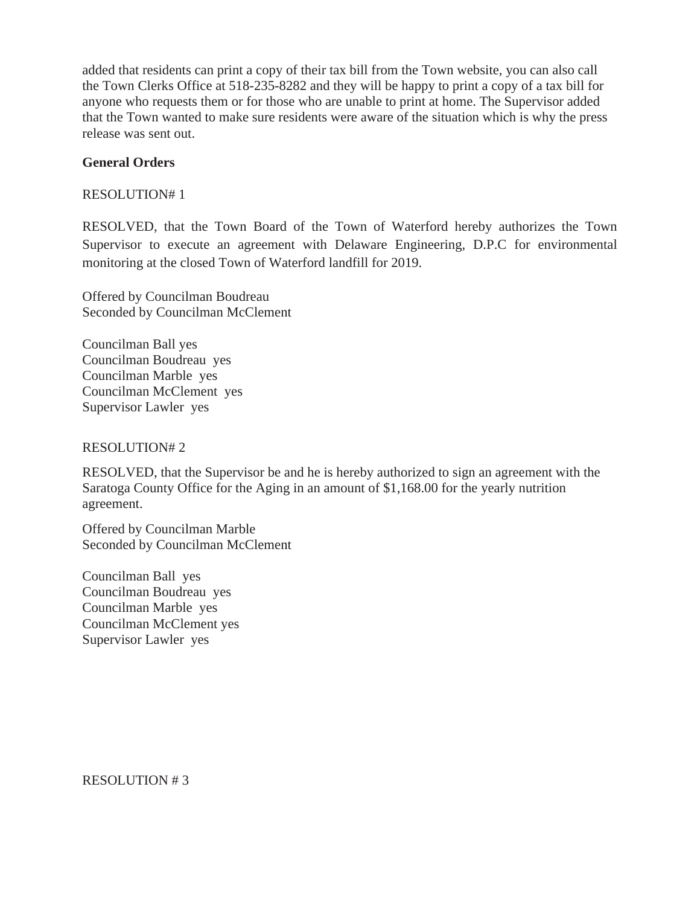added that residents can print a copy of their tax bill from the Town website, you can also call the Town Clerks Office at 518-235-8282 and they will be happy to print a copy of a tax bill for anyone who requests them or for those who are unable to print at home. The Supervisor added that the Town wanted to make sure residents were aware of the situation which is why the press release was sent out.

**General Orders**

RESOLUTION# 1

RESOLVED, that the Town Board of the Town of Waterford hereby authorizes the Town Supervisor to execute an agreement with Delaware Engineering, D.P.C for environmental monitoring at the closed Town of Waterford landfill for 2019.

Offered by Councilman Boudreau
Seconded by Councilman McClement

Councilman Ball yes
Councilman Boudreau yes
Councilman Marble yes
Councilman McClement yes
Supervisor Lawler yes

RESOLUTION# 2

RESOLVED, that the Supervisor be and he is hereby authorized to sign an agreement with the Saratoga County Office for the Aging in an amount of $1,168.00 for the yearly nutrition agreement.

Offered by Councilman Marble
Seconded by Councilman McClement

Councilman Ball yes
Councilman Boudreau yes
Councilman Marble yes
Councilman McClement yes
Supervisor Lawler yes

RESOLUTION # 3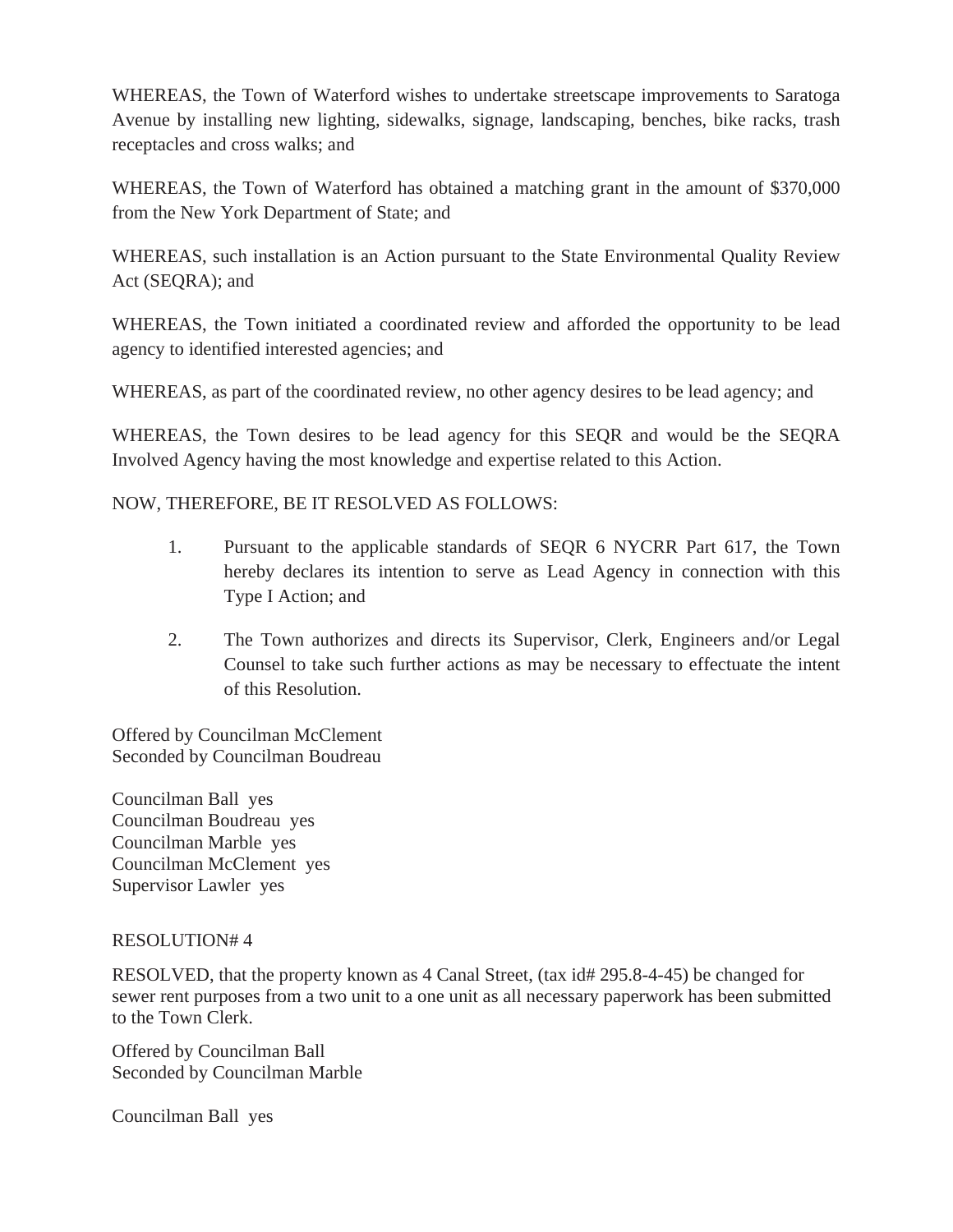WHEREAS, the Town of Waterford wishes to undertake streetscape improvements to Saratoga Avenue by installing new lighting, sidewalks, signage, landscaping, benches, bike racks, trash receptacles and cross walks; and

WHEREAS, the Town of Waterford has obtained a matching grant in the amount of $370,000 from the New York Department of State; and

WHEREAS, such installation is an Action pursuant to the State Environmental Quality Review Act (SEQRA); and

WHEREAS, the Town initiated a coordinated review and afforded the opportunity to be lead agency to identified interested agencies; and

WHEREAS, as part of the coordinated review, no other agency desires to be lead agency; and

WHEREAS, the Town desires to be lead agency for this SEQR and would be the SEQRA Involved Agency having the most knowledge and expertise related to this Action.

NOW, THEREFORE, BE IT RESOLVED AS FOLLOWS:

1. Pursuant to the applicable standards of SEQR 6 NYCRR Part 617, the Town hereby declares its intention to serve as Lead Agency in connection with this Type I Action; and

2. The Town authorizes and directs its Supervisor, Clerk, Engineers and/or Legal Counsel to take such further actions as may be necessary to effectuate the intent of this Resolution.

Offered by Councilman McClement
Seconded by Councilman Boudreau

Councilman Ball yes
Councilman Boudreau yes
Councilman Marble yes
Councilman McClement yes
Supervisor Lawler yes

RESOLUTION# 4

RESOLVED, that the property known as 4 Canal Street, (tax id# 295.8-4-45) be changed for sewer rent purposes from a two unit to a one unit as all necessary paperwork has been submitted to the Town Clerk.

Offered by Councilman Ball
Seconded by Councilman Marble

Councilman Ball yes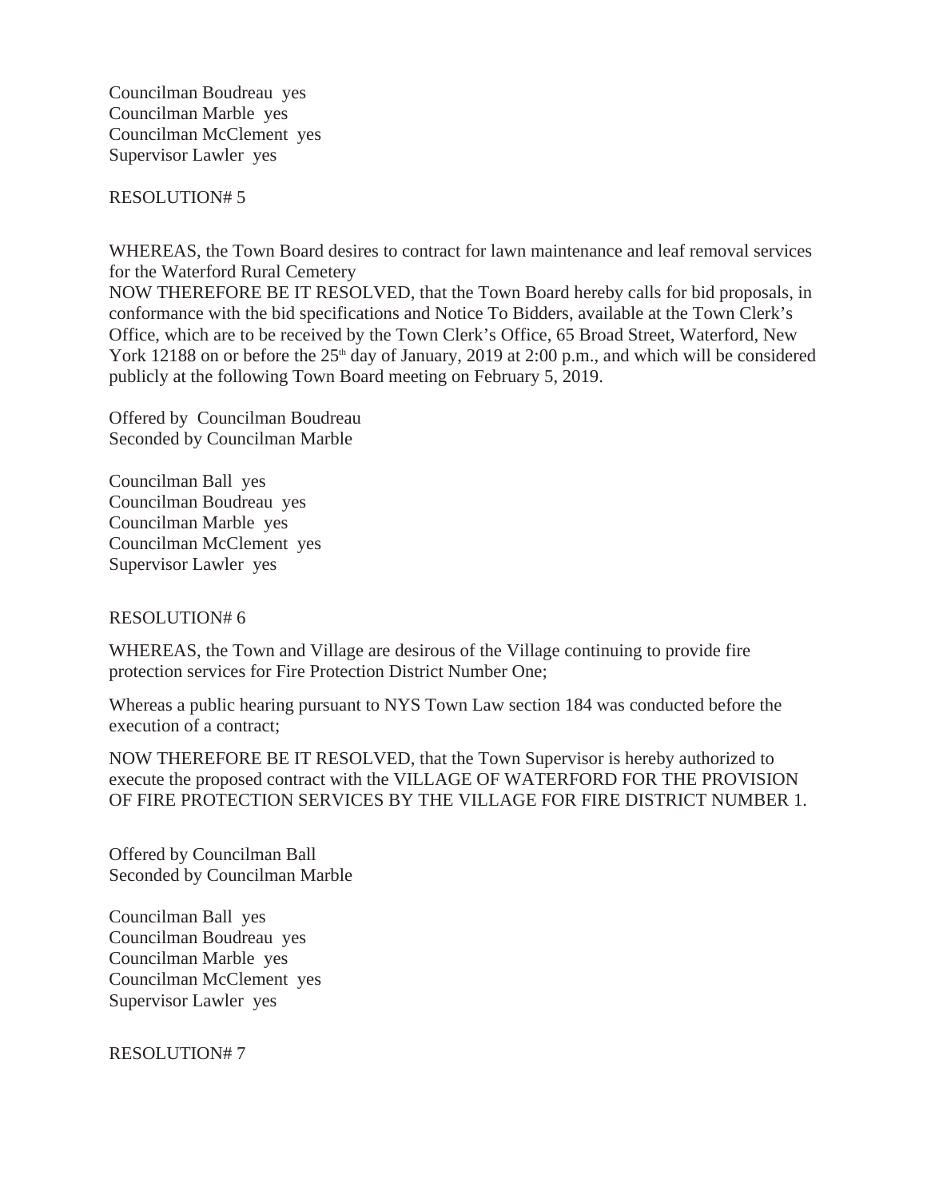Councilman Boudreau yes
Councilman Marble yes
Councilman McClement yes
Supervisor Lawler yes

RESOLUTION# 5

WHEREAS, the Town Board desires to contract for lawn maintenance and leaf removal services for the Waterford Rural Cemetery
NOW THEREFORE BE IT RESOLVED, that the Town Board hereby calls for bid proposals, in conformance with the bid specifications and Notice To Bidders, available at the Town Clerk's Office, which are to be received by the Town Clerk's Office, 65 Broad Street, Waterford, New York 12188 on or before the 25th day of January, 2019 at 2:00 p.m., and which will be considered publicly at the following Town Board meeting on February 5, 2019.

Offered by Councilman Boudreau
Seconded by Councilman Marble

Councilman Ball yes
Councilman Boudreau yes
Councilman Marble yes
Councilman McClement yes
Supervisor Lawler yes

RESOLUTION# 6

WHEREAS, the Town and Village are desirous of the Village continuing to provide fire protection services for Fire Protection District Number One;

Whereas a public hearing pursuant to NYS Town Law section 184 was conducted before the execution of a contract;

NOW THEREFORE BE IT RESOLVED, that the Town Supervisor is hereby authorized to execute the proposed contract with the VILLAGE OF WATERFORD FOR THE PROVISION OF FIRE PROTECTION SERVICES BY THE VILLAGE FOR FIRE DISTRICT NUMBER 1.

Offered by Councilman Ball
Seconded by Councilman Marble

Councilman Ball yes
Councilman Boudreau yes
Councilman Marble yes
Councilman McClement yes
Supervisor Lawler yes

RESOLUTION# 7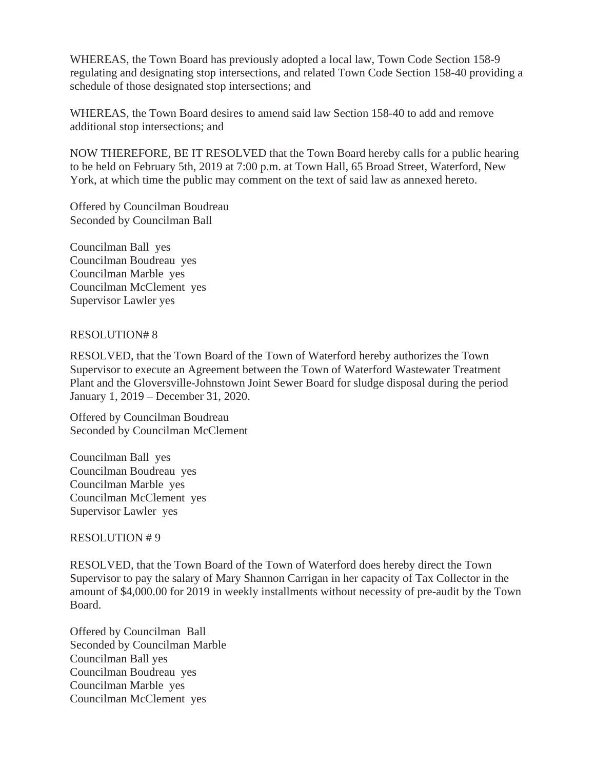WHEREAS, the Town Board has previously adopted a local law, Town Code Section 158-9 regulating and designating stop intersections, and related Town Code Section 158-40 providing a schedule of those designated stop intersections; and

WHEREAS, the Town Board desires to amend said law Section 158-40 to add and remove additional stop intersections; and

NOW THEREFORE, BE IT RESOLVED that the Town Board hereby calls for a public hearing to be held on February 5th, 2019 at 7:00 p.m. at Town Hall, 65 Broad Street, Waterford, New York, at which time the public may comment on the text of said law as annexed hereto.

Offered by Councilman Boudreau
Seconded by Councilman Ball

Councilman Ball yes
Councilman Boudreau yes
Councilman Marble yes
Councilman McClement yes
Supervisor Lawler yes

RESOLUTION# 8

RESOLVED, that the Town Board of the Town of Waterford hereby authorizes the Town Supervisor to execute an Agreement between the Town of Waterford Wastewater Treatment Plant and the Gloversville-Johnstown Joint Sewer Board for sludge disposal during the period January 1, 2019 – December 31, 2020.

Offered by Councilman Boudreau
Seconded by Councilman McClement

Councilman Ball yes
Councilman Boudreau yes
Councilman Marble yes
Councilman McClement yes
Supervisor Lawler yes

RESOLUTION # 9

RESOLVED, that the Town Board of the Town of Waterford does hereby direct the Town Supervisor to pay the salary of Mary Shannon Carrigan in her capacity of Tax Collector in the amount of $4,000.00 for 2019 in weekly installments without necessity of pre-audit by the Town Board.

Offered by Councilman Ball
Seconded by Councilman Marble
Councilman Ball yes
Councilman Boudreau yes
Councilman Marble yes
Councilman McClement yes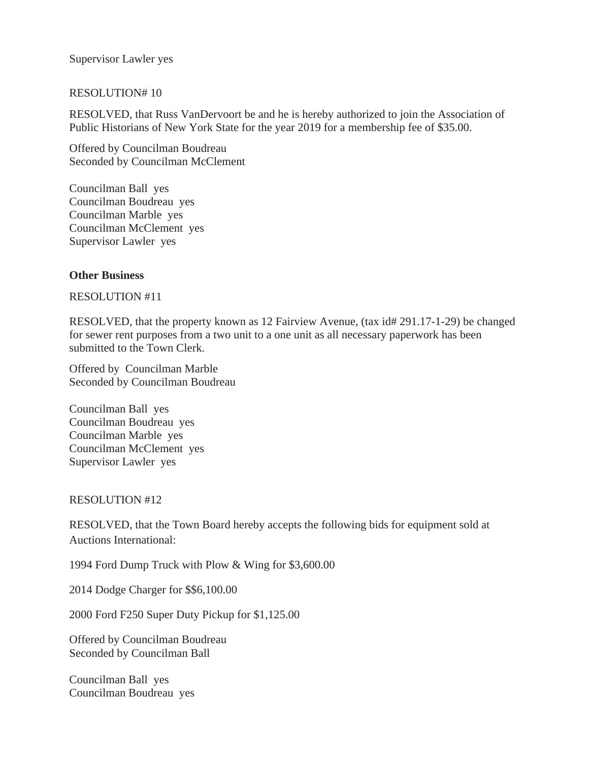Supervisor Lawler yes

RESOLUTION# 10

RESOLVED, that Russ VanDervoort be and he is hereby authorized to join the Association of Public Historians of New York State for the year 2019 for a membership fee of $35.00.

Offered by Councilman Boudreau
Seconded by Councilman McClement

Councilman Ball yes
Councilman Boudreau yes
Councilman Marble yes
Councilman McClement yes
Supervisor Lawler yes

**Other Business**

RESOLUTION #11

RESOLVED, that the property known as 12 Fairview Avenue, (tax id# 291.17-1-29) be changed for sewer rent purposes from a two unit to a one unit as all necessary paperwork has been submitted to the Town Clerk.

Offered by Councilman Marble
Seconded by Councilman Boudreau

Councilman Ball yes
Councilman Boudreau yes
Councilman Marble yes
Councilman McClement yes
Supervisor Lawler yes

RESOLUTION #12

RESOLVED, that the Town Board hereby accepts the following bids for equipment sold at Auctions International:

1994 Ford Dump Truck with Plow & Wing for $3,600.00

2014 Dodge Charger for $$6,100.00

2000 Ford F250 Super Duty Pickup for $1,125.00

Offered by Councilman Boudreau
Seconded by Councilman Ball

Councilman Ball yes
Councilman Boudreau yes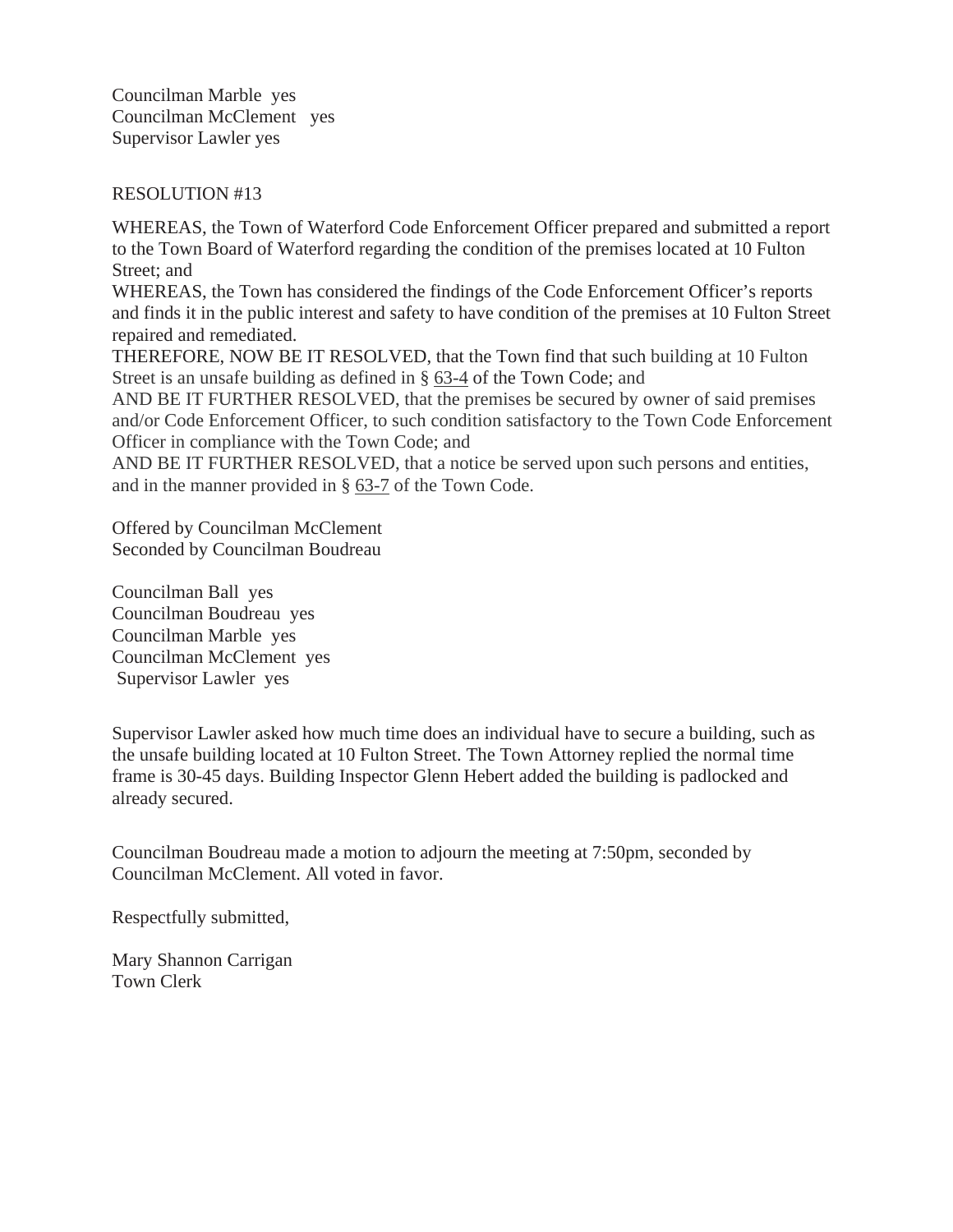Councilman Marble yes
Councilman McClement yes
Supervisor Lawler yes

RESOLUTION #13

WHEREAS, the Town of Waterford Code Enforcement Officer prepared and submitted a report to the Town Board of Waterford regarding the condition of the premises located at 10 Fulton Street; and
WHEREAS, the Town has considered the findings of the Code Enforcement Officer's reports and finds it in the public interest and safety to have condition of the premises at 10 Fulton Street repaired and remediated.
THEREFORE, NOW BE IT RESOLVED, that the Town find that such building at 10 Fulton Street is an unsafe building as defined in § 63-4 of the Town Code; and
AND BE IT FURTHER RESOLVED, that the premises be secured by owner of said premises and/or Code Enforcement Officer, to such condition satisfactory to the Town Code Enforcement Officer in compliance with the Town Code; and
AND BE IT FURTHER RESOLVED, that a notice be served upon such persons and entities, and in the manner provided in § 63-7 of the Town Code.

Offered by Councilman McClement
Seconded by Councilman Boudreau

Councilman Ball yes
Councilman Boudreau yes
Councilman Marble yes
Councilman McClement yes
Supervisor Lawler yes

Supervisor Lawler asked how much time does an individual have to secure a building, such as the unsafe building located at 10 Fulton Street. The Town Attorney replied the normal time frame is 30-45 days. Building Inspector Glenn Hebert added the building is padlocked and already secured.

Councilman Boudreau made a motion to adjourn the meeting at 7:50pm, seconded by Councilman McClement. All voted in favor.

Respectfully submitted,

Mary Shannon Carrigan
Town Clerk